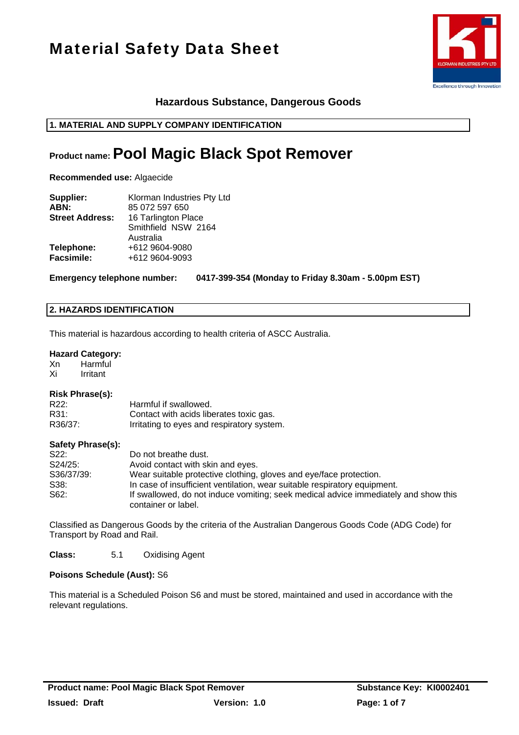# Material Safety Data Sheet

## Hazardous Substance, Dangerous Goods

## 1. MATERIAL AND SUPPLY COMPANY IDENTIFICATION

**Product name: Pool Magic Black Spot Remover**

**Recommended use:** Algaecide

| | |
|---|---|
| **Supplier:** | Klorman Industries Pty Ltd |
| **ABN:** | 85 072 597 650 |
| **Street Address:** | 16 Tarlington Place<br>Smithfield NSW 2164<br>Australia |
| **Telephone:** | +612 9604-9080 |
| **Facsimile:** | +612 9604-9093 |

**Emergency telephone number: 0417-399-354 (Monday to Friday 8.30am - 5.00pm EST)**

## 2. HAZARDS IDENTIFICATION

This material is hazardous according to health criteria of ASCC Australia.

**Hazard Category:**

| | |
|---|---|
| Xn | Harmful |
| Xi | Irritant |

**Risk Phrase(s):**

| | |
|---|---|
| R22: | Harmful if swallowed. |
| R31: | Contact with acids liberates toxic gas. |
| R36/37: | Irritating to eyes and respiratory system. |

**Safety Phrase(s):**

| | |
|---|---|
| S22: | Do not breathe dust. |
| S24/25: | Avoid contact with skin and eyes. |
| S36/37/39: | Wear suitable protective clothing, gloves and eye/face protection. |
| S38: | In case of insufficient ventilation, wear suitable respiratory equipment. |
| S62: | If swallowed, do not induce vomiting; seek medical advice immediately and show this container or label. |

Classified as Dangerous Goods by the criteria of the Australian Dangerous Goods Code (ADG Code) for Transport by Road and Rail.

**Class:** 5.1 Oxidising Agent

**Poisons Schedule (Aust):** S6

This material is a Scheduled Poison S6 and must be stored, maintained and used in accordance with the relevant regulations.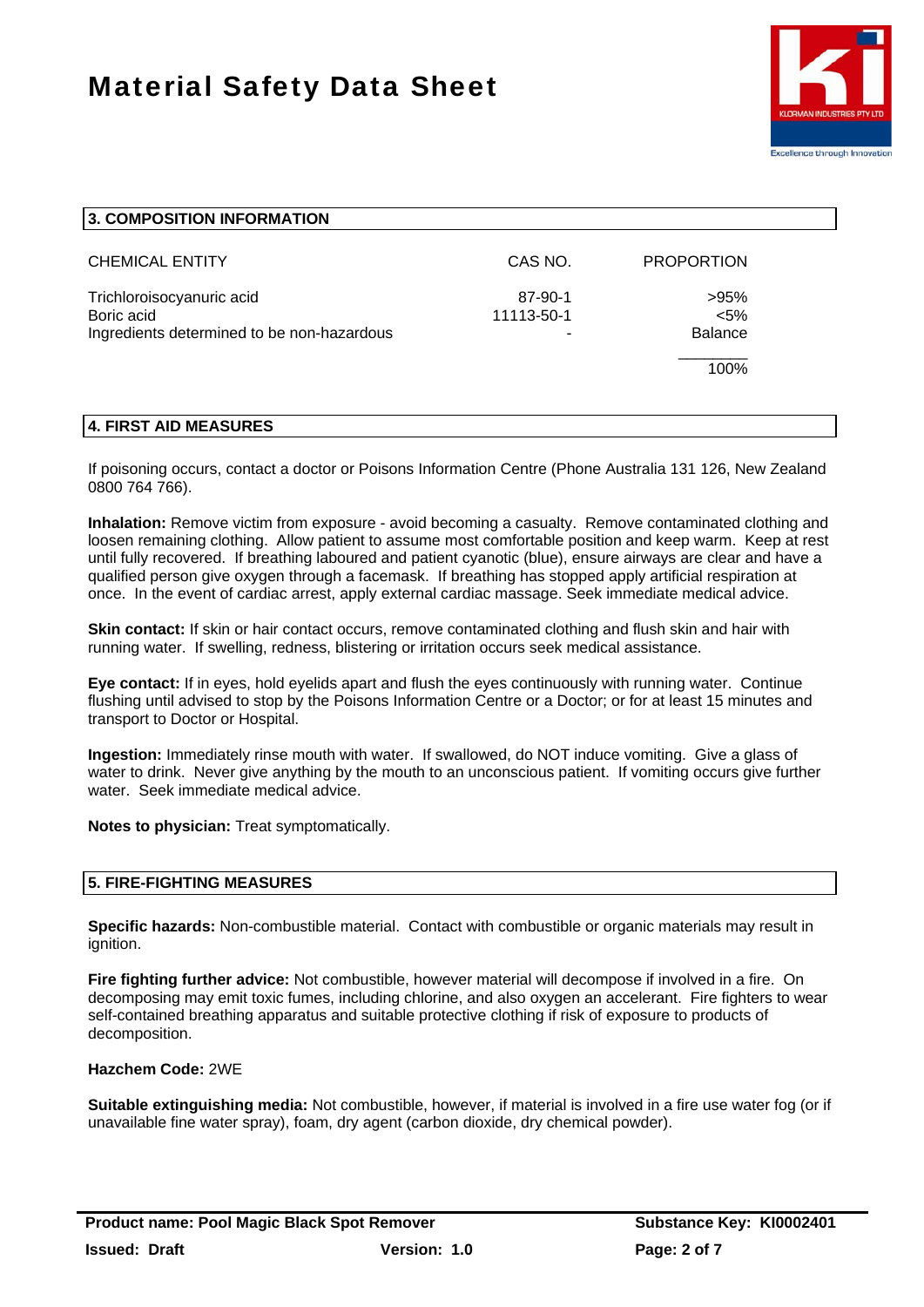## 3. COMPOSITION INFORMATION

| CHEMICAL ENTITY | CAS NO. | PROPORTION |
|---|---|---|
| Trichloroisocyanuric acid | 87-90-1 | >95% |
| Boric acid | 11113-50-1 | <5% |
| Ingredients determined to be non-hazardous | - | Balance |
| | | 100% |

## 4. FIRST AID MEASURES

If poisoning occurs, contact a doctor or Poisons Information Centre (Phone Australia 131 126, New Zealand 0800 764 766).

**Inhalation:** Remove victim from exposure - avoid becoming a casualty. Remove contaminated clothing and loosen remaining clothing. Allow patient to assume most comfortable position and keep warm. Keep at rest until fully recovered. If breathing laboured and patient cyanotic (blue), ensure airways are clear and have a qualified person give oxygen through a facemask. If breathing has stopped apply artificial respiration at once. In the event of cardiac arrest, apply external cardiac massage. Seek immediate medical advice.

**Skin contact:** If skin or hair contact occurs, remove contaminated clothing and flush skin and hair with running water. If swelling, redness, blistering or irritation occurs seek medical assistance.

**Eye contact:** If in eyes, hold eyelids apart and flush the eyes continuously with running water. Continue flushing until advised to stop by the Poisons Information Centre or a Doctor; or for at least 15 minutes and transport to Doctor or Hospital.

**Ingestion:** Immediately rinse mouth with water. If swallowed, do NOT induce vomiting. Give a glass of water to drink. Never give anything by the mouth to an unconscious patient. If vomiting occurs give further water. Seek immediate medical advice.

**Notes to physician:** Treat symptomatically.

## 5. FIRE-FIGHTING MEASURES

**Specific hazards:** Non-combustible material. Contact with combustible or organic materials may result in ignition.

**Fire fighting further advice:** Not combustible, however material will decompose if involved in a fire. On decomposing may emit toxic fumes, including chlorine, and also oxygen an accelerant. Fire fighters to wear self-contained breathing apparatus and suitable protective clothing if risk of exposure to products of decomposition.

**Hazchem Code:** 2WE

**Suitable extinguishing media:** Not combustible, however, if material is involved in a fire use water fog (or if unavailable fine water spray), foam, dry agent (carbon dioxide, dry chemical powder).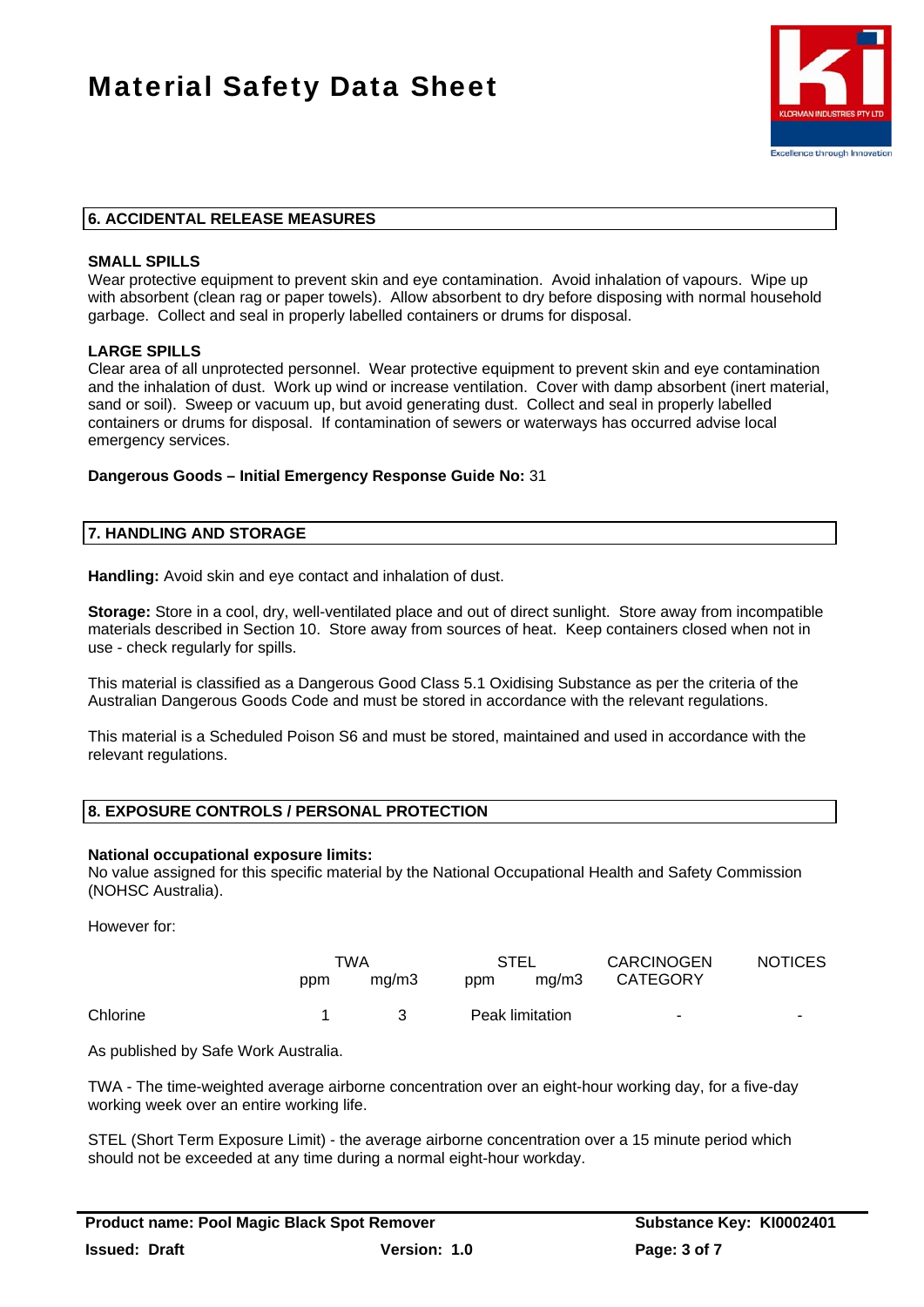## 6. ACCIDENTAL RELEASE MEASURES

**SMALL SPILLS**
Wear protective equipment to prevent skin and eye contamination. Avoid inhalation of vapours. Wipe up with absorbent (clean rag or paper towels). Allow absorbent to dry before disposing with normal household garbage. Collect and seal in properly labelled containers or drums for disposal.

**LARGE SPILLS**
Clear area of all unprotected personnel. Wear protective equipment to prevent skin and eye contamination and the inhalation of dust. Work up wind or increase ventilation. Cover with damp absorbent (inert material, sand or soil). Sweep or vacuum up, but avoid generating dust. Collect and seal in properly labelled containers or drums for disposal. If contamination of sewers or waterways has occurred advise local emergency services.

**Dangerous Goods – Initial Emergency Response Guide No:** 31

## 7. HANDLING AND STORAGE

**Handling:** Avoid skin and eye contact and inhalation of dust.

**Storage:** Store in a cool, dry, well-ventilated place and out of direct sunlight. Store away from incompatible materials described in Section 10. Store away from sources of heat. Keep containers closed when not in use - check regularly for spills.

This material is classified as a Dangerous Good Class 5.1 Oxidising Substance as per the criteria of the Australian Dangerous Goods Code and must be stored in accordance with the relevant regulations.

This material is a Scheduled Poison S6 and must be stored, maintained and used in accordance with the relevant regulations.

## 8. EXPOSURE CONTROLS / PERSONAL PROTECTION

**National occupational exposure limits:**
No value assigned for this specific material by the National Occupational Health and Safety Commission (NOHSC Australia).

However for:

| | TWA | | STEL | | CARCINOGEN CATEGORY | NOTICES |
|---|---|---|---|---|---|---|
| | ppm | mg/m3 | ppm | mg/m3 | | |
| Chlorine | 1 | 3 | Peak limitation | | - | - |

As published by Safe Work Australia.

TWA - The time-weighted average airborne concentration over an eight-hour working day, for a five-day working week over an entire working life.

STEL (Short Term Exposure Limit) - the average airborne concentration over a 15 minute period which should not be exceeded at any time during a normal eight-hour workday.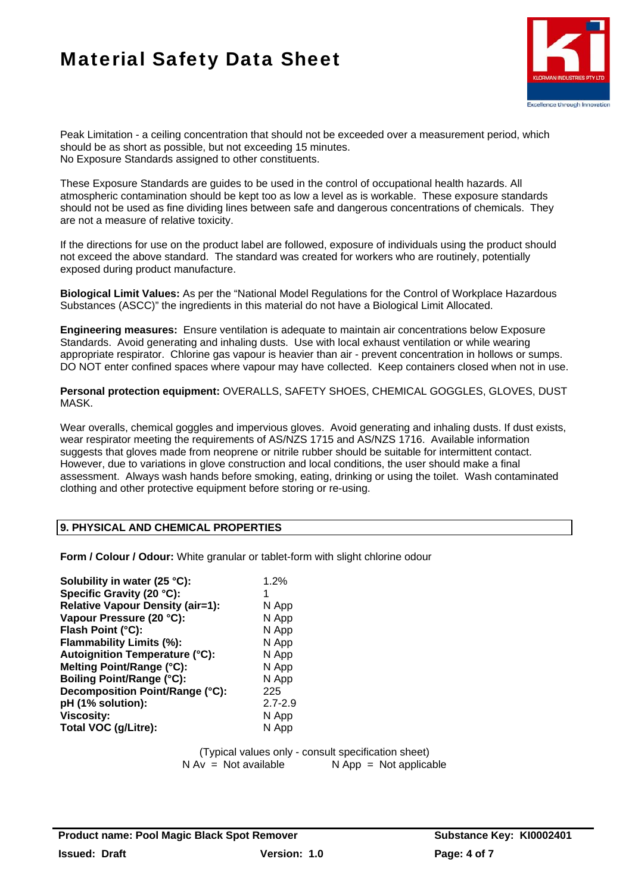Peak Limitation - a ceiling concentration that should not be exceeded over a measurement period, which should be as short as possible, but not exceeding 15 minutes.
No Exposure Standards assigned to other constituents.

These Exposure Standards are guides to be used in the control of occupational health hazards. All atmospheric contamination should be kept too as low a level as is workable. These exposure standards should not be used as fine dividing lines between safe and dangerous concentrations of chemicals. They are not a measure of relative toxicity.

If the directions for use on the product label are followed, exposure of individuals using the product should not exceed the above standard. The standard was created for workers who are routinely, potentially exposed during product manufacture.

**Biological Limit Values:** As per the "National Model Regulations for the Control of Workplace Hazardous Substances (ASCC)" the ingredients in this material do not have a Biological Limit Allocated.

**Engineering measures:** Ensure ventilation is adequate to maintain air concentrations below Exposure Standards. Avoid generating and inhaling dusts. Use with local exhaust ventilation or while wearing appropriate respirator. Chlorine gas vapour is heavier than air - prevent concentration in hollows or sumps. DO NOT enter confined spaces where vapour may have collected. Keep containers closed when not in use.

**Personal protection equipment:** OVERALLS, SAFETY SHOES, CHEMICAL GOGGLES, GLOVES, DUST MASK.

Wear overalls, chemical goggles and impervious gloves. Avoid generating and inhaling dusts. If dust exists, wear respirator meeting the requirements of AS/NZS 1715 and AS/NZS 1716. Available information suggests that gloves made from neoprene or nitrile rubber should be suitable for intermittent contact. However, due to variations in glove construction and local conditions, the user should make a final assessment. Always wash hands before smoking, eating, drinking or using the toilet. Wash contaminated clothing and other protective equipment before storing or re-using.

## 9. PHYSICAL AND CHEMICAL PROPERTIES

**Form / Colour / Odour:** White granular or tablet-form with slight chlorine odour

| | |
|---|---|
| **Solubility in water (25 °C):** | 1.2% |
| **Specific Gravity (20 °C):** | 1 |
| **Relative Vapour Density (air=1):** | N App |
| **Vapour Pressure (20 °C):** | N App |
| **Flash Point (°C):** | N App |
| **Flammability Limits (%):** | N App |
| **Autoignition Temperature (°C):** | N App |
| **Melting Point/Range (°C):** | N App |
| **Boiling Point/Range (°C):** | N App |
| **Decomposition Point/Range (°C):** | 225 |
| **pH (1% solution):** | 2.7-2.9 |
| **Viscosity:** | N App |
| **Total VOC (g/Litre):** | N App |

(Typical values only - consult specification sheet)
N Av = Not available    N App = Not applicable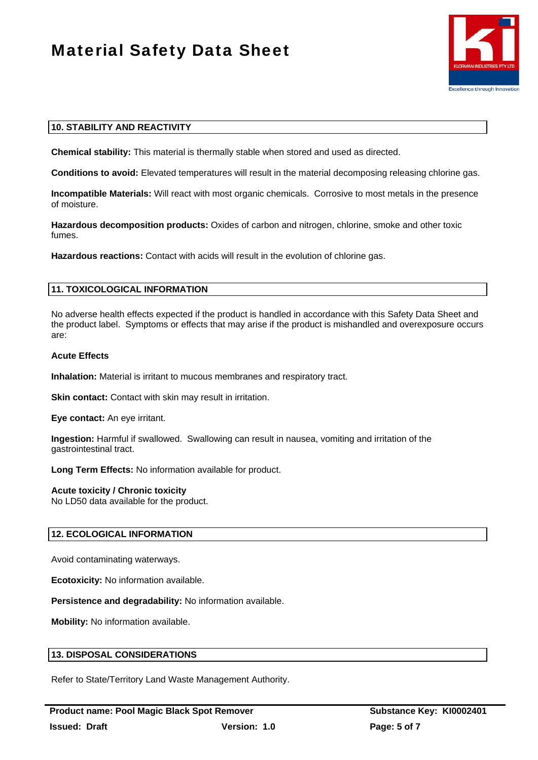## 10. STABILITY AND REACTIVITY

**Chemical stability:** This material is thermally stable when stored and used as directed.

**Conditions to avoid:** Elevated temperatures will result in the material decomposing releasing chlorine gas.

**Incompatible Materials:** Will react with most organic chemicals. Corrosive to most metals in the presence of moisture.

**Hazardous decomposition products:** Oxides of carbon and nitrogen, chlorine, smoke and other toxic fumes.

**Hazardous reactions:** Contact with acids will result in the evolution of chlorine gas.

## 11. TOXICOLOGICAL INFORMATION

No adverse health effects expected if the product is handled in accordance with this Safety Data Sheet and the product label. Symptoms or effects that may arise if the product is mishandled and overexposure occurs are:

**Acute Effects**

**Inhalation:** Material is irritant to mucous membranes and respiratory tract.

**Skin contact:** Contact with skin may result in irritation.

**Eye contact:** An eye irritant.

**Ingestion:** Harmful if swallowed. Swallowing can result in nausea, vomiting and irritation of the gastrointestinal tract.

**Long Term Effects:** No information available for product.

**Acute toxicity / Chronic toxicity**
No LD50 data available for the product.

## 12. ECOLOGICAL INFORMATION

Avoid contaminating waterways.

**Ecotoxicity:** No information available.

**Persistence and degradability:** No information available.

**Mobility:** No information available.

## 13. DISPOSAL CONSIDERATIONS

Refer to State/Territory Land Waste Management Authority.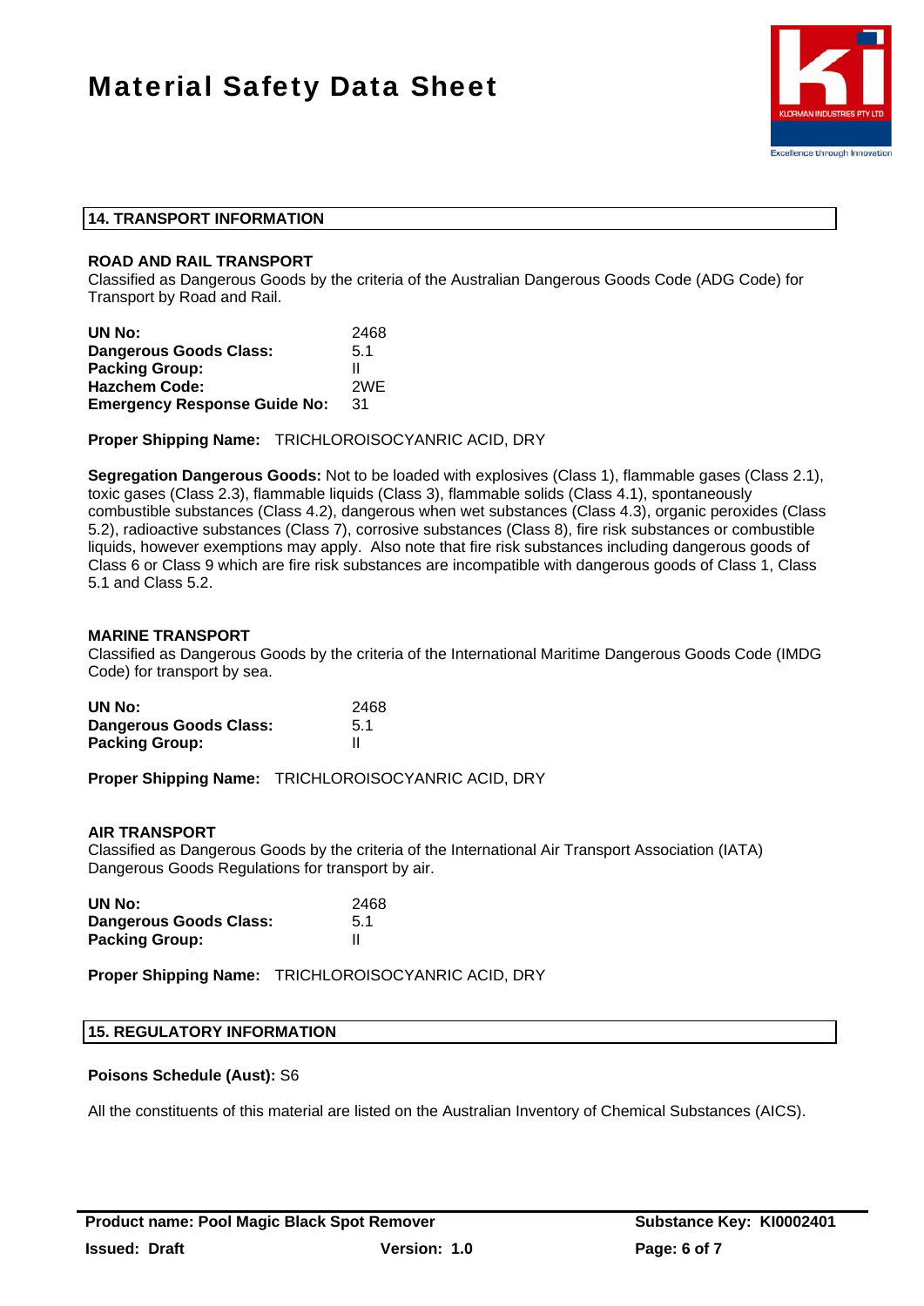# Material Safety Data Sheet

## 14. TRANSPORT INFORMATION

### ROAD AND RAIL TRANSPORT

Classified as Dangerous Goods by the criteria of the Australian Dangerous Goods Code (ADG Code) for Transport by Road and Rail.

| | |
|---|---|
| **UN No:** | 2468 |
| **Dangerous Goods Class:** | 5.1 |
| **Packing Group:** | II |
| **Hazchem Code:** | 2WE |
| **Emergency Response Guide No:** | 31 |

**Proper Shipping Name:** TRICHLOROISOCYANRIC ACID, DRY

**Segregation Dangerous Goods:** Not to be loaded with explosives (Class 1), flammable gases (Class 2.1), toxic gases (Class 2.3), flammable liquids (Class 3), flammable solids (Class 4.1), spontaneously combustible substances (Class 4.2), dangerous when wet substances (Class 4.3), organic peroxides (Class 5.2), radioactive substances (Class 7), corrosive substances (Class 8), fire risk substances or combustible liquids, however exemptions may apply. Also note that fire risk substances including dangerous goods of Class 6 or Class 9 which are fire risk substances are incompatible with dangerous goods of Class 1, Class 5.1 and Class 5.2.

### MARINE TRANSPORT

Classified as Dangerous Goods by the criteria of the International Maritime Dangerous Goods Code (IMDG Code) for transport by sea.

| | |
|---|---|
| **UN No:** | 2468 |
| **Dangerous Goods Class:** | 5.1 |
| **Packing Group:** | II |

**Proper Shipping Name:** TRICHLOROISOCYANRIC ACID, DRY

### AIR TRANSPORT

Classified as Dangerous Goods by the criteria of the International Air Transport Association (IATA) Dangerous Goods Regulations for transport by air.

| | |
|---|---|
| **UN No:** | 2468 |
| **Dangerous Goods Class:** | 5.1 |
| **Packing Group:** | II |

**Proper Shipping Name:** TRICHLOROISOCYANRIC ACID, DRY

## 15. REGULATORY INFORMATION

**Poisons Schedule (Aust):** S6

All the constituents of this material are listed on the Australian Inventory of Chemical Substances (AICS).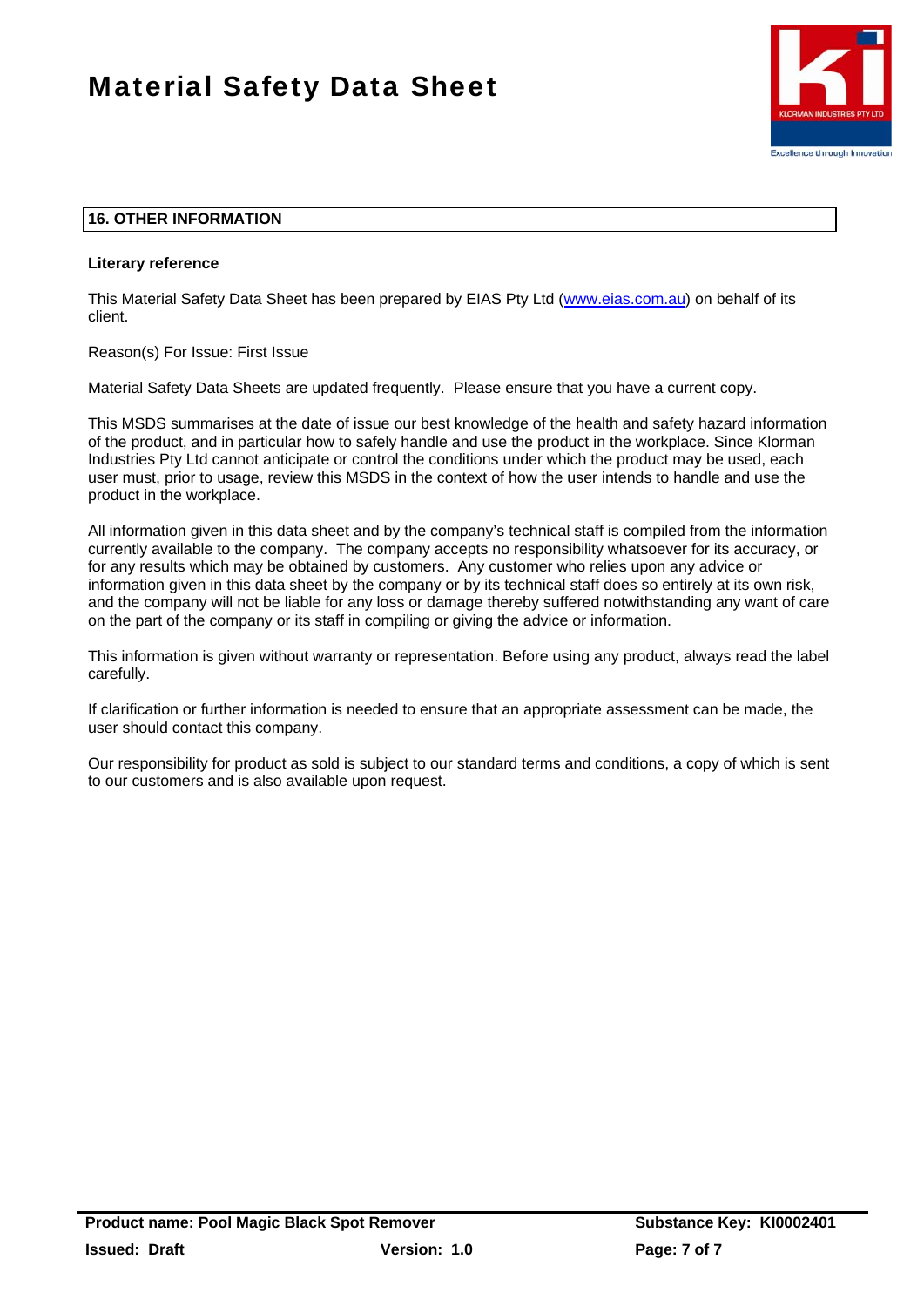## 16. OTHER INFORMATION

**Literary reference**

This Material Safety Data Sheet has been prepared by EIAS Pty Ltd (www.eias.com.au) on behalf of its client.

Reason(s) For Issue: First Issue

Material Safety Data Sheets are updated frequently. Please ensure that you have a current copy.

This MSDS summarises at the date of issue our best knowledge of the health and safety hazard information of the product, and in particular how to safely handle and use the product in the workplace. Since Klorman Industries Pty Ltd cannot anticipate or control the conditions under which the product may be used, each user must, prior to usage, review this MSDS in the context of how the user intends to handle and use the product in the workplace.

All information given in this data sheet and by the company's technical staff is compiled from the information currently available to the company. The company accepts no responsibility whatsoever for its accuracy, or for any results which may be obtained by customers. Any customer who relies upon any advice or information given in this data sheet by the company or by its technical staff does so entirely at its own risk, and the company will not be liable for any loss or damage thereby suffered notwithstanding any want of care on the part of the company or its staff in compiling or giving the advice or information.

This information is given without warranty or representation. Before using any product, always read the label carefully.

If clarification or further information is needed to ensure that an appropriate assessment can be made, the user should contact this company.

Our responsibility for product as sold is subject to our standard terms and conditions, a copy of which is sent to our customers and is also available upon request.